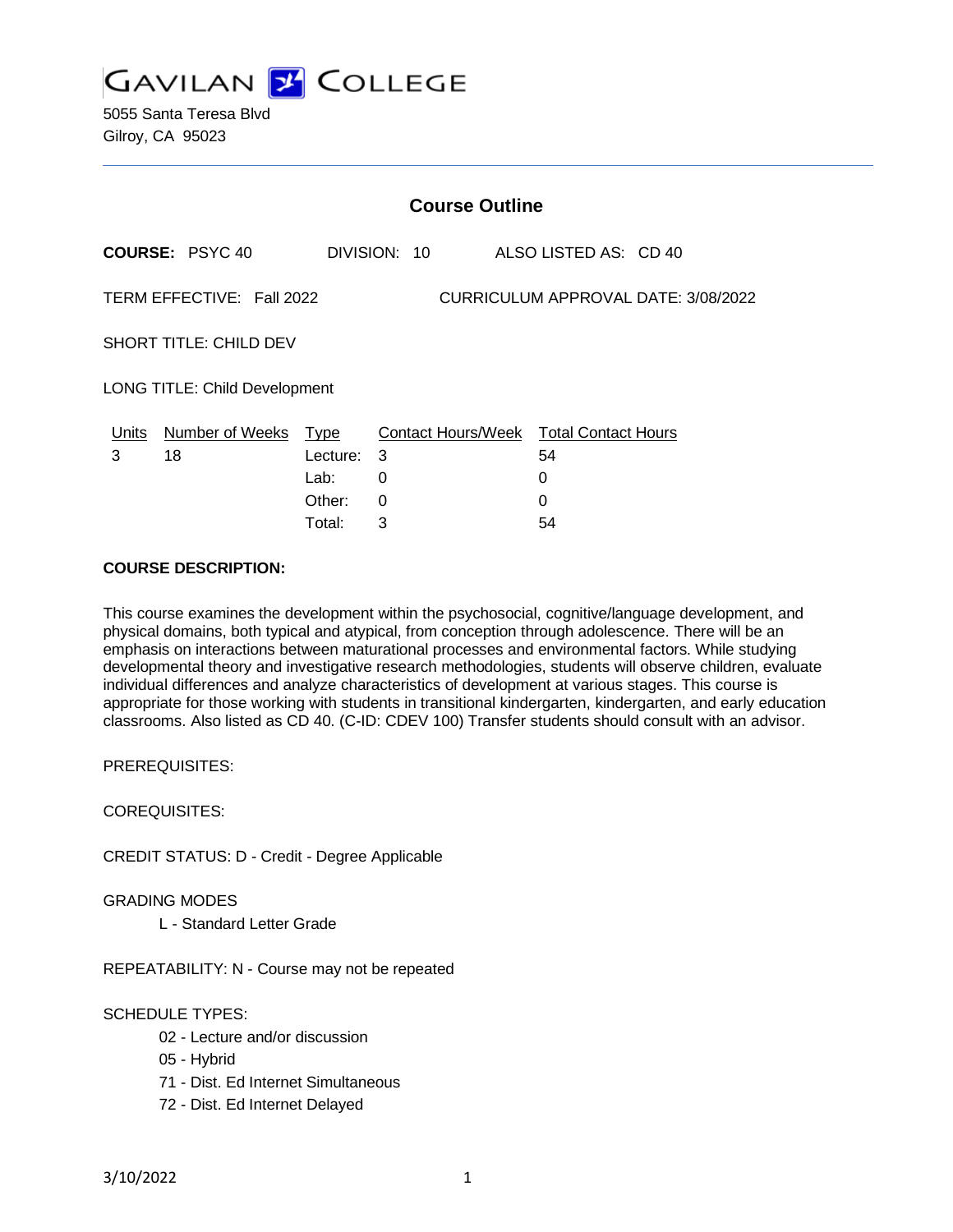# GAVILAN COLLEGE

5055 Santa Teresa Blvd
Gilroy, CA 95023

## Course Outline

**COURSE:** PSYC 40 DIVISION: 10 ALSO LISTED AS: CD 40

TERM EFFECTIVE: Fall 2022 CURRICULUM APPROVAL DATE: 3/08/2022

SHORT TITLE: CHILD DEV

LONG TITLE: Child Development

| Units | Number of Weeks | Type | Contact Hours/Week | Total Contact Hours |
|---|---|---|---|---|
| 3 | 18 | Lecture: | 3 | 54 |
| | | Lab: | 0 | 0 |
| | | Other: | 0 | 0 |
| | | Total: | 3 | 54 |

**COURSE DESCRIPTION:**

This course examines the development within the psychosocial, cognitive/language development, and physical domains, both typical and atypical, from conception through adolescence. There will be an emphasis on interactions between maturational processes and environmental factors. While studying developmental theory and investigative research methodologies, students will observe children, evaluate individual differences and analyze characteristics of development at various stages. This course is appropriate for those working with students in transitional kindergarten, kindergarten, and early education classrooms. Also listed as CD 40. (C-ID: CDEV 100) Transfer students should consult with an advisor.

PREREQUISITES:

COREQUISITES:

CREDIT STATUS: D - Credit - Degree Applicable

GRADING MODES

L - Standard Letter Grade

REPEATABILITY: N - Course may not be repeated

SCHEDULE TYPES:

02 - Lecture and/or discussion
05 - Hybrid
71 - Dist. Ed Internet Simultaneous
72 - Dist. Ed Internet Delayed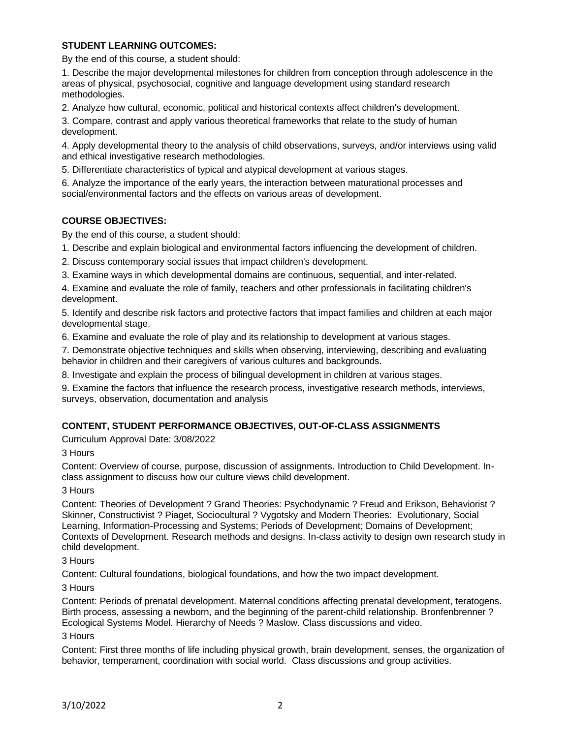**STUDENT LEARNING OUTCOMES:**

By the end of this course, a student should:

1. Describe the major developmental milestones for children from conception through adolescence in the areas of physical, psychosocial, cognitive and language development using standard research methodologies.
2. Analyze how cultural, economic, political and historical contexts affect children's development.
3. Compare, contrast and apply various theoretical frameworks that relate to the study of human development.
4. Apply developmental theory to the analysis of child observations, surveys, and/or interviews using valid and ethical investigative research methodologies.
5. Differentiate characteristics of typical and atypical development at various stages.
6. Analyze the importance of the early years, the interaction between maturational processes and social/environmental factors and the effects on various areas of development.

**COURSE OBJECTIVES:**

By the end of this course, a student should:

1. Describe and explain biological and environmental factors influencing the development of children.
2. Discuss contemporary social issues that impact children's development.
3. Examine ways in which developmental domains are continuous, sequential, and inter-related.
4. Examine and evaluate the role of family, teachers and other professionals in facilitating children's development.
5. Identify and describe risk factors and protective factors that impact families and children at each major developmental stage.
6. Examine and evaluate the role of play and its relationship to development at various stages.
7. Demonstrate objective techniques and skills when observing, interviewing, describing and evaluating behavior in children and their caregivers of various cultures and backgrounds.
8. Investigate and explain the process of bilingual development in children at various stages.
9. Examine the factors that influence the research process, investigative research methods, interviews, surveys, observation, documentation and analysis

**CONTENT, STUDENT PERFORMANCE OBJECTIVES, OUT-OF-CLASS ASSIGNMENTS**

Curriculum Approval Date: 3/08/2022

3 Hours

Content: Overview of course, purpose, discussion of assignments. Introduction to Child Development. In-class assignment to discuss how our culture views child development.

3 Hours

Content: Theories of Development ? Grand Theories: Psychodynamic ? Freud and Erikson, Behaviorist ? Skinner, Constructivist ? Piaget, Sociocultural ? Vygotsky and Modern Theories: Evolutionary, Social Learning, Information-Processing and Systems; Periods of Development; Domains of Development; Contexts of Development. Research methods and designs. In-class activity to design own research study in child development.

3 Hours

Content: Cultural foundations, biological foundations, and how the two impact development.

3 Hours

Content: Periods of prenatal development. Maternal conditions affecting prenatal development, teratogens. Birth process, assessing a newborn, and the beginning of the parent-child relationship. Bronfenbrenner ? Ecological Systems Model. Hierarchy of Needs ? Maslow. Class discussions and video.

3 Hours

Content: First three months of life including physical growth, brain development, senses, the organization of behavior, temperament, coordination with social world. Class discussions and group activities.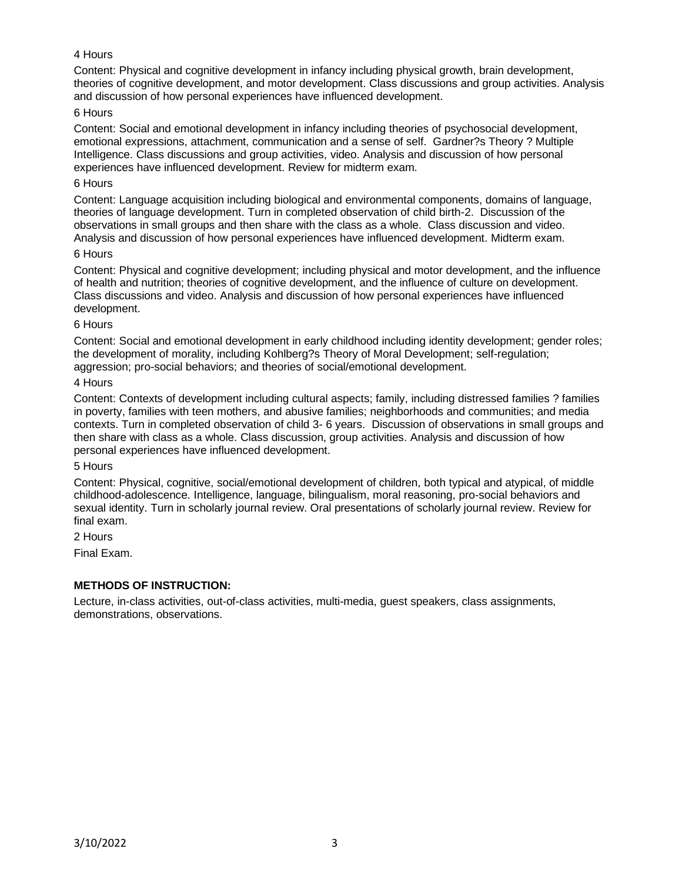4 Hours

Content: Physical and cognitive development in infancy including physical growth, brain development, theories of cognitive development, and motor development. Class discussions and group activities. Analysis and discussion of how personal experiences have influenced development.

6 Hours

Content: Social and emotional development in infancy including theories of psychosocial development, emotional expressions, attachment, communication and a sense of self. Gardner?s Theory ? Multiple Intelligence. Class discussions and group activities, video. Analysis and discussion of how personal experiences have influenced development. Review for midterm exam.

6 Hours

Content: Language acquisition including biological and environmental components, domains of language, theories of language development. Turn in completed observation of child birth-2. Discussion of the observations in small groups and then share with the class as a whole. Class discussion and video. Analysis and discussion of how personal experiences have influenced development. Midterm exam.

6 Hours

Content: Physical and cognitive development; including physical and motor development, and the influence of health and nutrition; theories of cognitive development, and the influence of culture on development. Class discussions and video. Analysis and discussion of how personal experiences have influenced development.

6 Hours

Content: Social and emotional development in early childhood including identity development; gender roles; the development of morality, including Kohlberg?s Theory of Moral Development; self-regulation; aggression; pro-social behaviors; and theories of social/emotional development.

4 Hours

Content: Contexts of development including cultural aspects; family, including distressed families ? families in poverty, families with teen mothers, and abusive families; neighborhoods and communities; and media contexts. Turn in completed observation of child 3- 6 years. Discussion of observations in small groups and then share with class as a whole. Class discussion, group activities. Analysis and discussion of how personal experiences have influenced development.

5 Hours

Content: Physical, cognitive, social/emotional development of children, both typical and atypical, of middle childhood-adolescence. Intelligence, language, bilingualism, moral reasoning, pro-social behaviors and sexual identity. Turn in scholarly journal review. Oral presentations of scholarly journal review. Review for final exam.

2 Hours

Final Exam.

**METHODS OF INSTRUCTION:**

Lecture, in-class activities, out-of-class activities, multi-media, guest speakers, class assignments, demonstrations, observations.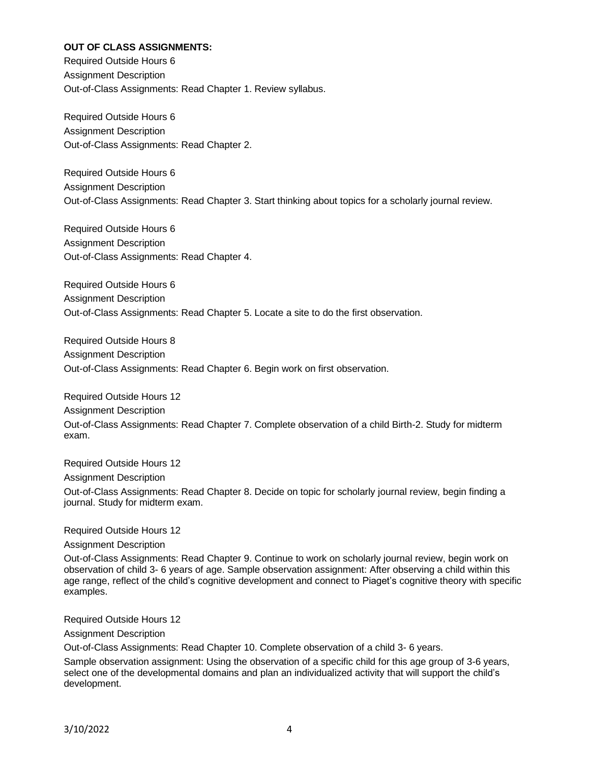**OUT OF CLASS ASSIGNMENTS:**

Required Outside Hours 6

Assignment Description

Out-of-Class Assignments: Read Chapter 1. Review syllabus.

Required Outside Hours 6

Assignment Description

Out-of-Class Assignments: Read Chapter 2.

Required Outside Hours 6

Assignment Description

Out-of-Class Assignments: Read Chapter 3. Start thinking about topics for a scholarly journal review.

Required Outside Hours 6

Assignment Description

Out-of-Class Assignments: Read Chapter 4.

Required Outside Hours 6

Assignment Description

Out-of-Class Assignments: Read Chapter 5. Locate a site to do the first observation.

Required Outside Hours 8

Assignment Description

Out-of-Class Assignments: Read Chapter 6. Begin work on first observation.

Required Outside Hours 12

Assignment Description

Out-of-Class Assignments: Read Chapter 7. Complete observation of a child Birth-2. Study for midterm exam.

Required Outside Hours 12

Assignment Description

Out-of-Class Assignments: Read Chapter 8. Decide on topic for scholarly journal review, begin finding a journal. Study for midterm exam.

Required Outside Hours 12

Assignment Description

Out-of-Class Assignments: Read Chapter 9. Continue to work on scholarly journal review, begin work on observation of child 3- 6 years of age. Sample observation assignment: After observing a child within this age range, reflect of the child's cognitive development and connect to Piaget's cognitive theory with specific examples.

Required Outside Hours 12

Assignment Description

Out-of-Class Assignments: Read Chapter 10. Complete observation of a child 3- 6 years.

Sample observation assignment: Using the observation of a specific child for this age group of 3-6 years, select one of the developmental domains and plan an individualized activity that will support the child's development.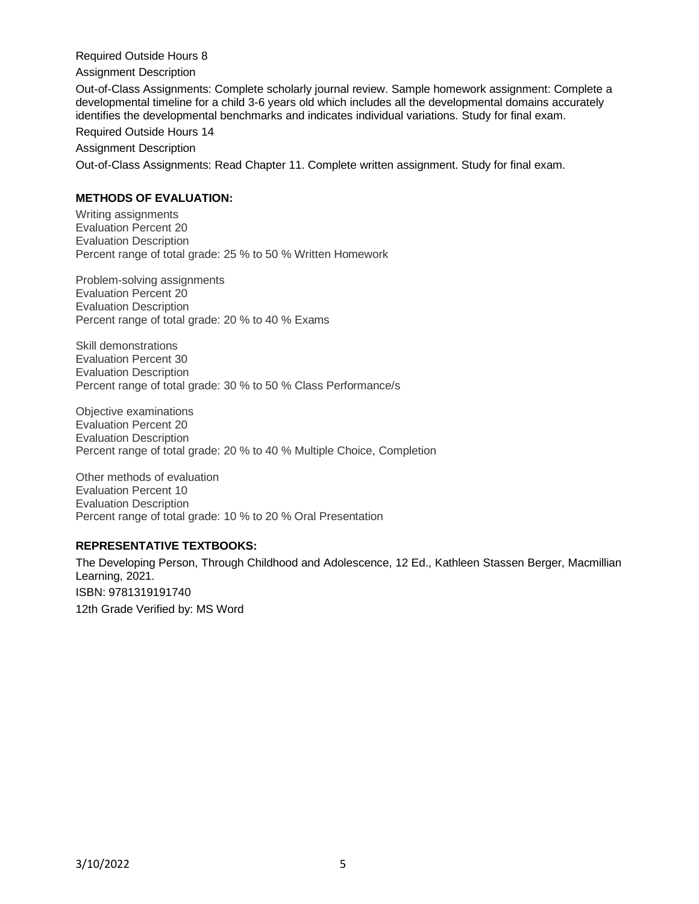Required Outside Hours 8

Assignment Description

Out-of-Class Assignments: Complete scholarly journal review. Sample homework assignment: Complete a developmental timeline for a child 3-6 years old which includes all the developmental domains accurately identifies the developmental benchmarks and indicates individual variations. Study for final exam.

Required Outside Hours 14

Assignment Description

Out-of-Class Assignments: Read Chapter 11. Complete written assignment. Study for final exam.

**METHODS OF EVALUATION:**

Writing assignments
Evaluation Percent 20
Evaluation Description
Percent range of total grade: 25 % to 50 % Written Homework

Problem-solving assignments
Evaluation Percent 20
Evaluation Description
Percent range of total grade: 20 % to 40 % Exams

Skill demonstrations
Evaluation Percent 30
Evaluation Description
Percent range of total grade: 30 % to 50 % Class Performance/s

Objective examinations
Evaluation Percent 20
Evaluation Description
Percent range of total grade: 20 % to 40 % Multiple Choice, Completion

Other methods of evaluation
Evaluation Percent 10
Evaluation Description
Percent range of total grade: 10 % to 20 % Oral Presentation

**REPRESENTATIVE TEXTBOOKS:**

The Developing Person, Through Childhood and Adolescence, 12 Ed., Kathleen Stassen Berger, Macmillian Learning, 2021.

ISBN: 9781319191740

12th Grade Verified by: MS Word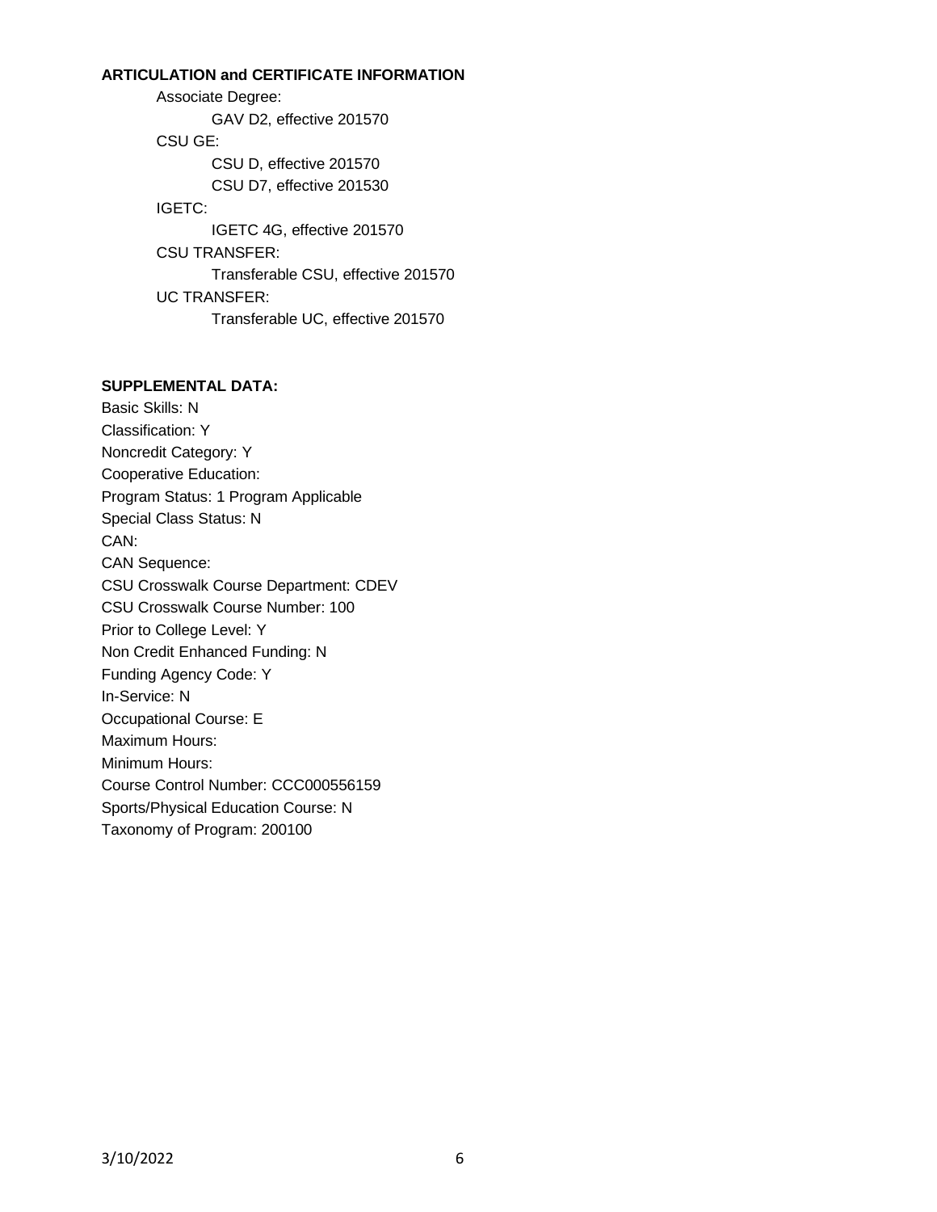**ARTICULATION and CERTIFICATE INFORMATION**

Associate Degree:

GAV D2, effective 201570

CSU GE:

CSU D, effective 201570

CSU D7, effective 201530

IGETC:

IGETC 4G, effective 201570

CSU TRANSFER:

Transferable CSU, effective 201570

UC TRANSFER:

Transferable UC, effective 201570

**SUPPLEMENTAL DATA:**

Basic Skills: N
Classification: Y
Noncredit Category: Y
Cooperative Education:
Program Status: 1 Program Applicable
Special Class Status: N
CAN:
CAN Sequence:
CSU Crosswalk Course Department: CDEV
CSU Crosswalk Course Number: 100
Prior to College Level: Y
Non Credit Enhanced Funding: N
Funding Agency Code: Y
In-Service: N
Occupational Course: E
Maximum Hours:
Minimum Hours:
Course Control Number: CCC000556159
Sports/Physical Education Course: N
Taxonomy of Program: 200100